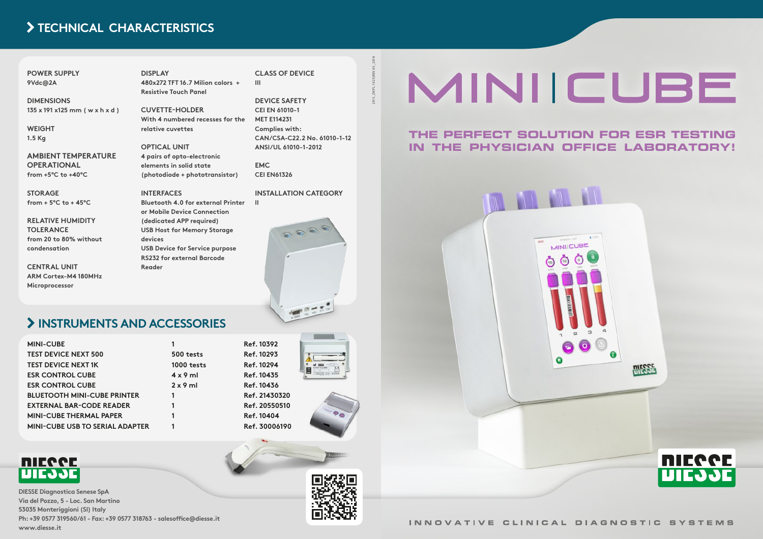# TECHNICAL CHARACTERISTICS

**POWER SUPPLY**
9Vdc@2A

**DIMENSIONS**
135 x 191 x125 mm ( w x h x d )

**WEIGHT**
1.5 Kg

**AMBIENT TEMPERATURE OPERATIONAL**
from +5°C to +40°C

**STORAGE**
from + 5°C to + 45°C

**RELATIVE HUMIDITY TOLERANCE**
from 20 to 80% without condensation

**CENTRAL UNIT**
ARM Cortex-M4 180MHz Microprocessor

**DISPLAY**
480x272 TFT 16.7 Milion colors + Resistive Touch Panel

**CUVETTE-HOLDER**
With 4 numbered recesses for the relative cuvettes

**OPTICAL UNIT**
4 pairs of opto-electronic elements in solid state (photodiode + phototransistor)

**INTERFACES**
Bluetooth 4.0 for external Printer or Mobile Device Connection (dedicated APP required)
USB Host for Memory Storage devices
USB Device for Service purpose
RS232 for external Barcode Reader

**CLASS OF DEVICE**
III

**DEVICE SAFETY**
CEI EN 61010-1
MET E114231
Complies with:
CAN/CSA-C22.2 No. 61010-1-12
ANSI/UL 61010-1-2012

**EMC**
CEI EN61326

**INSTALLATION CATEGORY**
II

# INSTRUMENTS AND ACCESSORIES

| | | |
|---|---|---|
| MINI-CUBE | 1 | Ref. 10392 |
| TEST DEVICE NEXT 500 | 500 tests | Ref. 10293 |
| TEST DEVICE NEXT 1K | 1000 tests | Ref. 10294 |
| ESR CONTROL CUBE | 4 x 9 ml | Ref. 10435 |
| ESR CONTROL CUBE | 2 x 9 ml | Ref. 10436 |
| BLUETOOTH MINI-CUBE PRINTER | 1 | Ref. 21430320 |
| EXTERNAL BAR-CODE READER | 1 | Ref. 20550510 |
| MINI-CUBE THERMAL PAPER | 1 | Ref. 10404 |
| MINI-CUBE USB TO SERIAL ADAPTER | 1 | Ref. 30006190 |

DIESSE

DIESSE Diagnostica Senese SpA
Via del Pozzo, 5 - Loc. San Martino
53035 Monteriggioni (SI) Italy
Ph: +39 0577 319560/61 - Fax: +39 0577 318763 - salesoffice@diesse.it
www.diesse.it

2015_DEPL1025|REV.05_2018

# MINI|CUBE

## THE PERFECT SOLUTION FOR ESR TESTING IN THE PHYSICIAN OFFICE LABORATORY!

DIESSE

INNOVATIVE CLINICAL DIAGNOSTIC SYSTEMS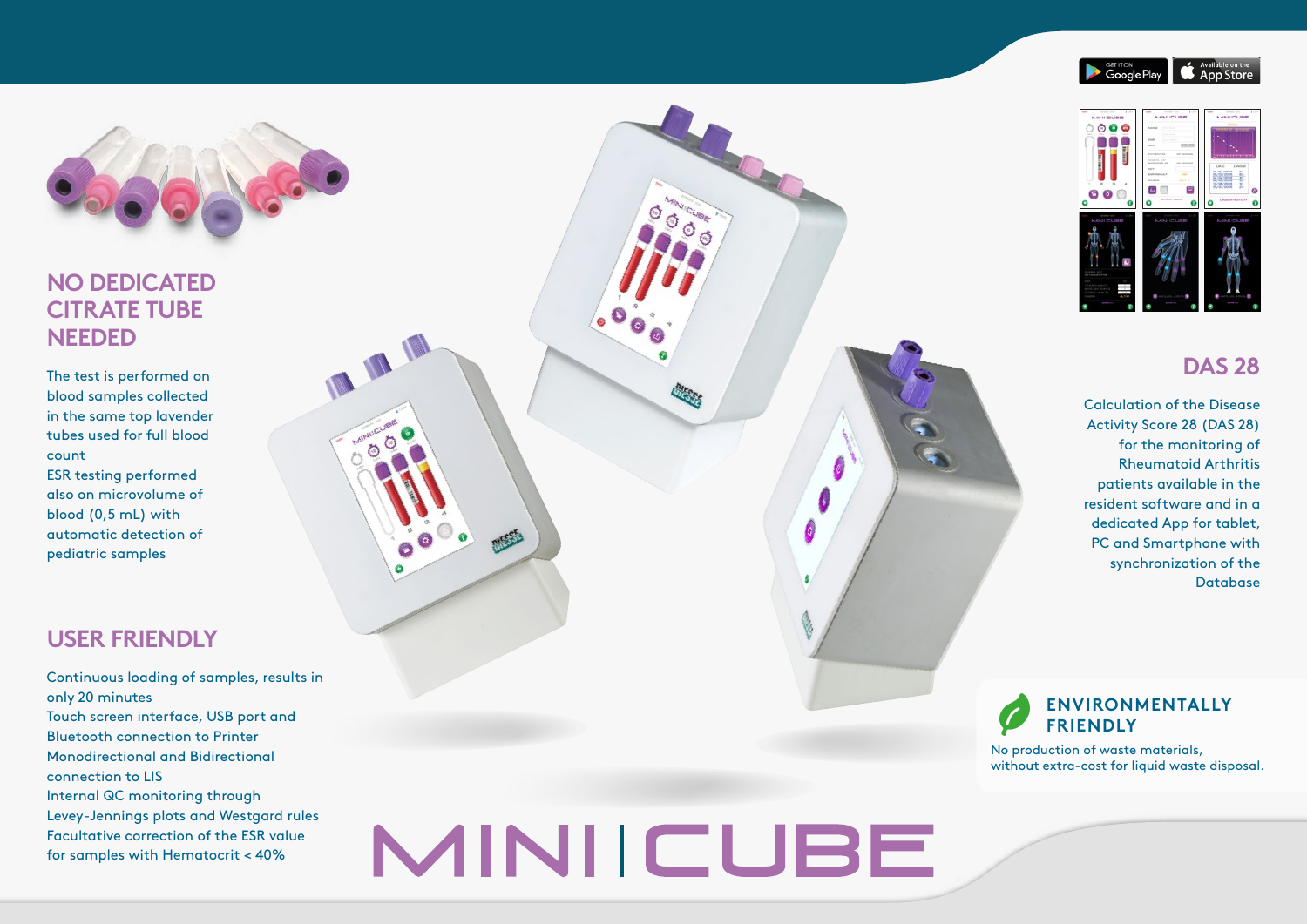## NO DEDICATED CITRATE TUBE NEEDED

The test is performed on blood samples collected in the same top lavender tubes used for full blood count
ESR testing performed also on microvolume of blood (0,5 mL) with automatic detection of pediatric samples

## USER FRIENDLY

Continuous loading of samples, results in only 20 minutes
Touch screen interface, USB port and Bluetooth connection to Printer
Monodirectional and Bidirectional connection to LIS
Internal QC monitoring through Levey-Jennings plots and Westgard rules
Facultative correction of the ESR value for samples with Hematocrit < 40%

## DAS 28

Calculation of the Disease Activity Score 28 (DAS 28) for the monitoring of Rheumatoid Arthritis patients available in the resident software and in a dedicated App for tablet, PC and Smartphone with synchronization of the Database

## ENVIRONMENTALLY FRIENDLY

No production of waste materials, without extra-cost for liquid waste disposal.

# MINI | CUBE